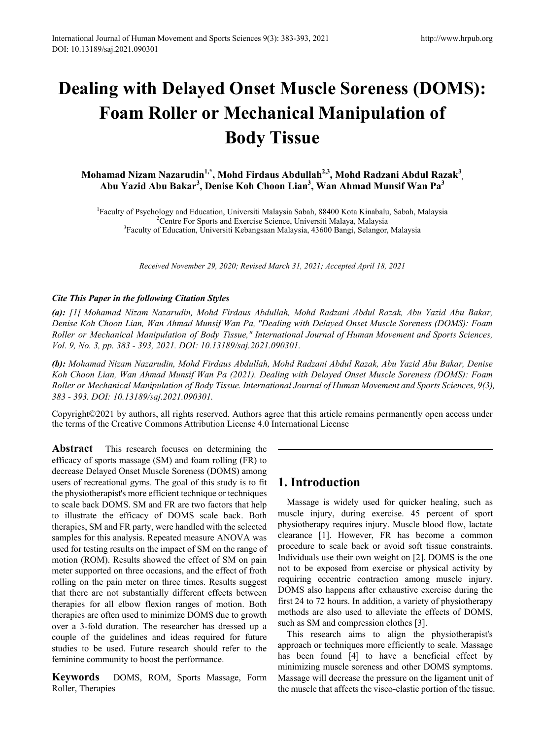# Dealing with Delayed Onset Muscle Soreness (DOMS): Foam Roller or Mechanical Manipulation of Body Tissue

**Mohamad Nizam Nazarudin[1,*], Mohd Firdaus Abdullah[2,3], Mohd Radzani Abdul Razak[3], Abu Yazid Abu Bakar[3], Denise Koh Choon Lian[3], Wan Ahmad Munsif Wan Pa[3]**

[1]Faculty of Psychology and Education, Universiti Malaysia Sabah, 88400 Kota Kinabalu, Sabah, Malaysia
[2]Centre For Sports and Exercise Science, Universiti Malaya, Malaysia
[3]Faculty of Education, Universiti Kebangsaan Malaysia, 43600 Bangi, Selangor, Malaysia

*Received November 29, 2020; Revised March 31, 2021; Accepted April 18, 2021*

***Cite This Paper in the following Citation Styles***

***(a):*** *[1] Mohamad Nizam Nazarudin, Mohd Firdaus Abdullah, Mohd Radzani Abdul Razak, Abu Yazid Abu Bakar, Denise Koh Choon Lian, Wan Ahmad Munsif Wan Pa, "Dealing with Delayed Onset Muscle Soreness (DOMS): Foam Roller or Mechanical Manipulation of Body Tissue," International Journal of Human Movement and Sports Sciences, Vol. 9, No. 3, pp. 383 - 393, 2021. DOI: 10.13189/saj.2021.090301.*

***(b):*** *Mohamad Nizam Nazarudin, Mohd Firdaus Abdullah, Mohd Radzani Abdul Razak, Abu Yazid Abu Bakar, Denise Koh Choon Lian, Wan Ahmad Munsif Wan Pa (2021). Dealing with Delayed Onset Muscle Soreness (DOMS): Foam Roller or Mechanical Manipulation of Body Tissue. International Journal of Human Movement and Sports Sciences, 9(3), 383 - 393. DOI: 10.13189/saj.2021.090301.*

Copyright©2021 by authors, all rights reserved. Authors agree that this article remains permanently open access under the terms of the Creative Commons Attribution License 4.0 International License

**Abstract** This research focuses on determining the efficacy of sports massage (SM) and foam rolling (FR) to decrease Delayed Onset Muscle Soreness (DOMS) among users of recreational gyms. The goal of this study is to fit the physiotherapist's more efficient technique or techniques to scale back DOMS. SM and FR are two factors that help to illustrate the efficacy of DOMS scale back. Both therapies, SM and FR party, were handled with the selected samples for this analysis. Repeated measure ANOVA was used for testing results on the impact of SM on the range of motion (ROM). Results showed the effect of SM on pain meter supported on three occasions, and the effect of froth rolling on the pain meter on three times. Results suggest that there are not substantially different effects between therapies for all elbow flexion ranges of motion. Both therapies are often used to minimize DOMS due to growth over a 3-fold duration. The researcher has dressed up a couple of the guidelines and ideas required for future studies to be used. Future research should refer to the feminine community to boost the performance.

**Keywords** DOMS, ROM, Sports Massage, Form Roller, Therapies

## 1. Introduction

Massage is widely used for quicker healing, such as muscle injury, during exercise. 45 percent of sport physiotherapy requires injury. Muscle blood flow, lactate clearance [1]. However, FR has become a common procedure to scale back or avoid soft tissue constraints. Individuals use their own weight on [2]. DOMS is the one not to be exposed from exercise or physical activity by requiring eccentric contraction among muscle injury. DOMS also happens after exhaustive exercise during the first 24 to 72 hours. In addition, a variety of physiotherapy methods are also used to alleviate the effects of DOMS, such as SM and compression clothes [3].

This research aims to align the physiotherapist's approach or techniques more efficiently to scale. Massage has been found [4] to have a beneficial effect by minimizing muscle soreness and other DOMS symptoms. Massage will decrease the pressure on the ligament unit of the muscle that affects the visco-elastic portion of the tissue.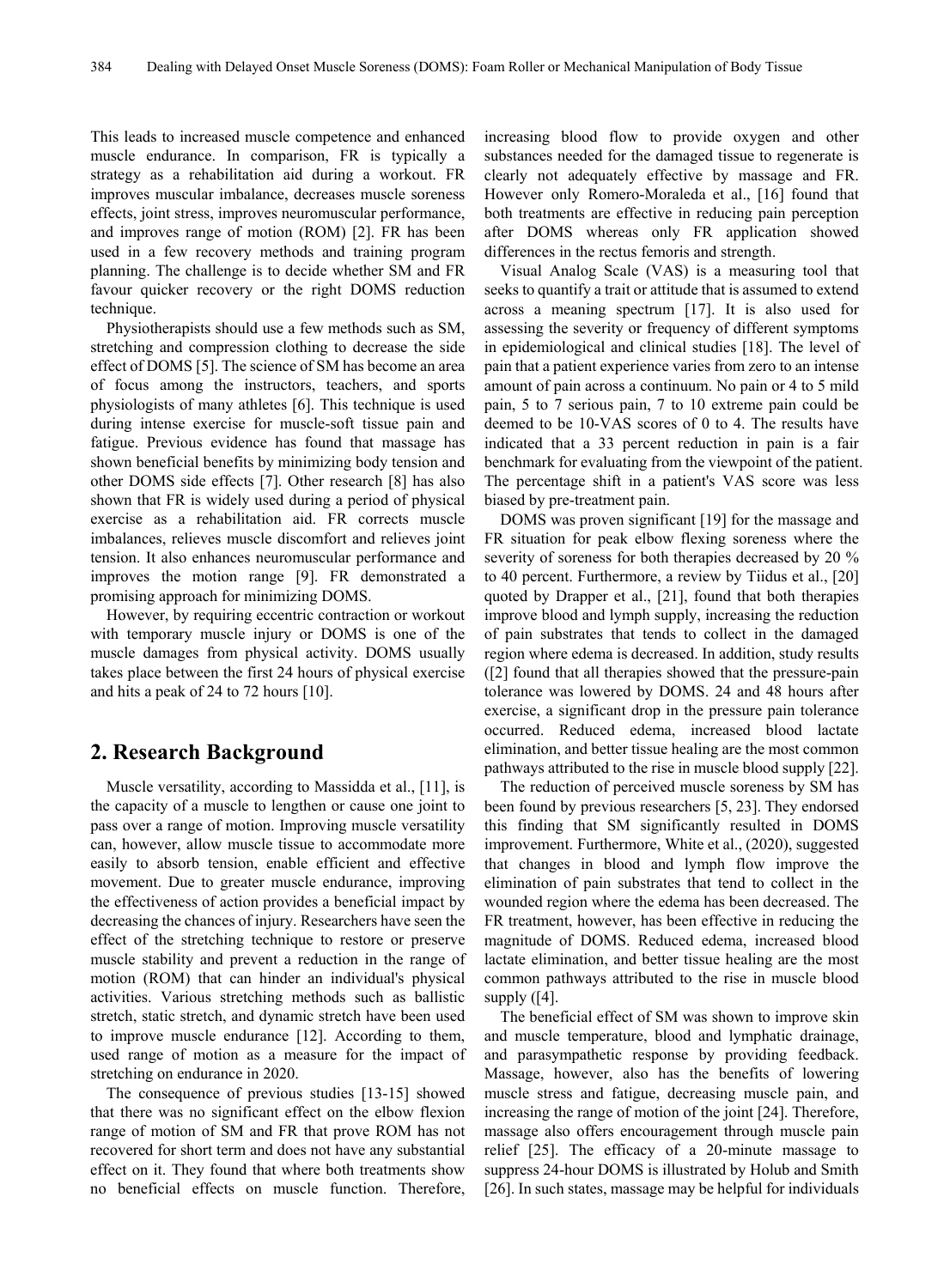This leads to increased muscle competence and enhanced muscle endurance. In comparison, FR is typically a strategy as a rehabilitation aid during a workout. FR improves muscular imbalance, decreases muscle soreness effects, joint stress, improves neuromuscular performance, and improves range of motion (ROM) [2]. FR has been used in a few recovery methods and training program planning. The challenge is to decide whether SM and FR favour quicker recovery or the right DOMS reduction technique.

Physiotherapists should use a few methods such as SM, stretching and compression clothing to decrease the side effect of DOMS [5]. The science of SM has become an area of focus among the instructors, teachers, and sports physiologists of many athletes [6]. This technique is used during intense exercise for muscle-soft tissue pain and fatigue. Previous evidence has found that massage has shown beneficial benefits by minimizing body tension and other DOMS side effects [7]. Other research [8] has also shown that FR is widely used during a period of physical exercise as a rehabilitation aid. FR corrects muscle imbalances, relieves muscle discomfort and relieves joint tension. It also enhances neuromuscular performance and improves the motion range [9]. FR demonstrated a promising approach for minimizing DOMS.

However, by requiring eccentric contraction or workout with temporary muscle injury or DOMS is one of the muscle damages from physical activity. DOMS usually takes place between the first 24 hours of physical exercise and hits a peak of 24 to 72 hours [10].

## 2. Research Background

Muscle versatility, according to Massidda et al., [11], is the capacity of a muscle to lengthen or cause one joint to pass over a range of motion. Improving muscle versatility can, however, allow muscle tissue to accommodate more easily to absorb tension, enable efficient and effective movement. Due to greater muscle endurance, improving the effectiveness of action provides a beneficial impact by decreasing the chances of injury. Researchers have seen the effect of the stretching technique to restore or preserve muscle stability and prevent a reduction in the range of motion (ROM) that can hinder an individual's physical activities. Various stretching methods such as ballistic stretch, static stretch, and dynamic stretch have been used to improve muscle endurance [12]. According to them, used range of motion as a measure for the impact of stretching on endurance in 2020.

The consequence of previous studies [13-15] showed that there was no significant effect on the elbow flexion range of motion of SM and FR that prove ROM has not recovered for short term and does not have any substantial effect on it. They found that where both treatments show no beneficial effects on muscle function. Therefore, increasing blood flow to provide oxygen and other substances needed for the damaged tissue to regenerate is clearly not adequately effective by massage and FR. However only Romero-Moraleda et al., [16] found that both treatments are effective in reducing pain perception after DOMS whereas only FR application showed differences in the rectus femoris and strength.

Visual Analog Scale (VAS) is a measuring tool that seeks to quantify a trait or attitude that is assumed to extend across a meaning spectrum [17]. It is also used for assessing the severity or frequency of different symptoms in epidemiological and clinical studies [18]. The level of pain that a patient experience varies from zero to an intense amount of pain across a continuum. No pain or 4 to 5 mild pain, 5 to 7 serious pain, 7 to 10 extreme pain could be deemed to be 10-VAS scores of 0 to 4. The results have indicated that a 33 percent reduction in pain is a fair benchmark for evaluating from the viewpoint of the patient. The percentage shift in a patient's VAS score was less biased by pre-treatment pain.

DOMS was proven significant [19] for the massage and FR situation for peak elbow flexing soreness where the severity of soreness for both therapies decreased by 20 % to 40 percent. Furthermore, a review by Tiidus et al., [20] quoted by Drapper et al., [21], found that both therapies improve blood and lymph supply, increasing the reduction of pain substrates that tends to collect in the damaged region where edema is decreased. In addition, study results ([2] found that all therapies showed that the pressure-pain tolerance was lowered by DOMS. 24 and 48 hours after exercise, a significant drop in the pressure pain tolerance occurred. Reduced edema, increased blood lactate elimination, and better tissue healing are the most common pathways attributed to the rise in muscle blood supply [22].

The reduction of perceived muscle soreness by SM has been found by previous researchers [5, 23]. They endorsed this finding that SM significantly resulted in DOMS improvement. Furthermore, White et al., (2020), suggested that changes in blood and lymph flow improve the elimination of pain substrates that tend to collect in the wounded region where the edema has been decreased. The FR treatment, however, has been effective in reducing the magnitude of DOMS. Reduced edema, increased blood lactate elimination, and better tissue healing are the most common pathways attributed to the rise in muscle blood supply ([4].

The beneficial effect of SM was shown to improve skin and muscle temperature, blood and lymphatic drainage, and parasympathetic response by providing feedback. Massage, however, also has the benefits of lowering muscle stress and fatigue, decreasing muscle pain, and increasing the range of motion of the joint [24]. Therefore, massage also offers encouragement through muscle pain relief [25]. The efficacy of a 20-minute massage to suppress 24-hour DOMS is illustrated by Holub and Smith [26]. In such states, massage may be helpful for individuals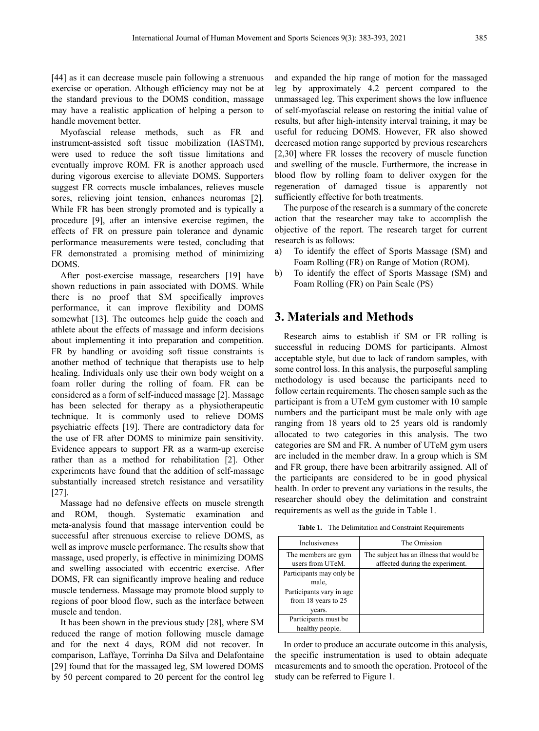[44] as it can decrease muscle pain following a strenuous exercise or operation. Although efficiency may not be at the standard previous to the DOMS condition, massage may have a realistic application of helping a person to handle movement better.

Myofascial release methods, such as FR and instrument-assisted soft tissue mobilization (IASTM), were used to reduce the soft tissue limitations and eventually improve ROM. FR is another approach used during vigorous exercise to alleviate DOMS. Supporters suggest FR corrects muscle imbalances, relieves muscle sores, relieving joint tension, enhances neuromas [2]. While FR has been strongly promoted and is typically a procedure [9], after an intensive exercise regimen, the effects of FR on pressure pain tolerance and dynamic performance measurements were tested, concluding that FR demonstrated a promising method of minimizing DOMS.

After post-exercise massage, researchers [19] have shown reductions in pain associated with DOMS. While there is no proof that SM specifically improves performance, it can improve flexibility and DOMS somewhat [13]. The outcomes help guide the coach and athlete about the effects of massage and inform decisions about implementing it into preparation and competition. FR by handling or avoiding soft tissue constraints is another method of technique that therapists use to help healing. Individuals only use their own body weight on a foam roller during the rolling of foam. FR can be considered as a form of self-induced massage [2]. Massage has been selected for therapy as a physiotherapeutic technique. It is commonly used to relieve DOMS psychiatric effects [19]. There are contradictory data for the use of FR after DOMS to minimize pain sensitivity. Evidence appears to support FR as a warm-up exercise rather than as a method for rehabilitation [2]. Other experiments have found that the addition of self-massage substantially increased stretch resistance and versatility [27].

Massage had no defensive effects on muscle strength and ROM, though. Systematic examination and meta-analysis found that massage intervention could be successful after strenuous exercise to relieve DOMS, as well as improve muscle performance. The results show that massage, used properly, is effective in minimizing DOMS and swelling associated with eccentric exercise. After DOMS, FR can significantly improve healing and reduce muscle tenderness. Massage may promote blood supply to regions of poor blood flow, such as the interface between muscle and tendon.

It has been shown in the previous study [28], where SM reduced the range of motion following muscle damage and for the next 4 days, ROM did not recover. In comparison, Laffaye, Torrinha Da Silva and Delafontaine [29] found that for the massaged leg, SM lowered DOMS by 50 percent compared to 20 percent for the control leg and expanded the hip range of motion for the massaged leg by approximately 4.2 percent compared to the unmassaged leg. This experiment shows the low influence of self-myofascial release on restoring the initial value of results, but after high-intensity interval training, it may be useful for reducing DOMS. However, FR also showed decreased motion range supported by previous researchers [2,30] where FR losses the recovery of muscle function and swelling of the muscle. Furthermore, the increase in blood flow by rolling foam to deliver oxygen for the regeneration of damaged tissue is apparently not sufficiently effective for both treatments.

The purpose of the research is a summary of the concrete action that the researcher may take to accomplish the objective of the report. The research target for current research is as follows:

a) To identify the effect of Sports Massage (SM) and Foam Rolling (FR) on Range of Motion (ROM).
b) To identify the effect of Sports Massage (SM) and Foam Rolling (FR) on Pain Scale (PS)

# 3. Materials and Methods

Research aims to establish if SM or FR rolling is successful in reducing DOMS for participants. Almost acceptable style, but due to lack of random samples, with some control loss. In this analysis, the purposeful sampling methodology is used because the participants need to follow certain requirements. The chosen sample such as the participant is from a UTeM gym customer with 10 sample numbers and the participant must be male only with age ranging from 18 years old to 25 years old is randomly allocated to two categories in this analysis. The two categories are SM and FR. A number of UTeM gym users are included in the member draw. In a group which is SM and FR group, there have been arbitrarily assigned. All of the participants are considered to be in good physical health. In order to prevent any variations in the results, the researcher should obey the delimitation and constraint requirements as well as the guide in Table 1.

**Table 1.** The Delimitation and Constraint Requirements

| Inclusiveness | The Omission |
|---|---|
| The members are gym users from UTeM. | The subject has an illness that would be affected during the experiment. |
| Participants may only be male, | |
| Participants vary in age from 18 years to 25 years. | |
| Participants must be healthy people. | |

In order to produce an accurate outcome in this analysis, the specific instrumentation is used to obtain adequate measurements and to smooth the operation. Protocol of the study can be referred to Figure 1.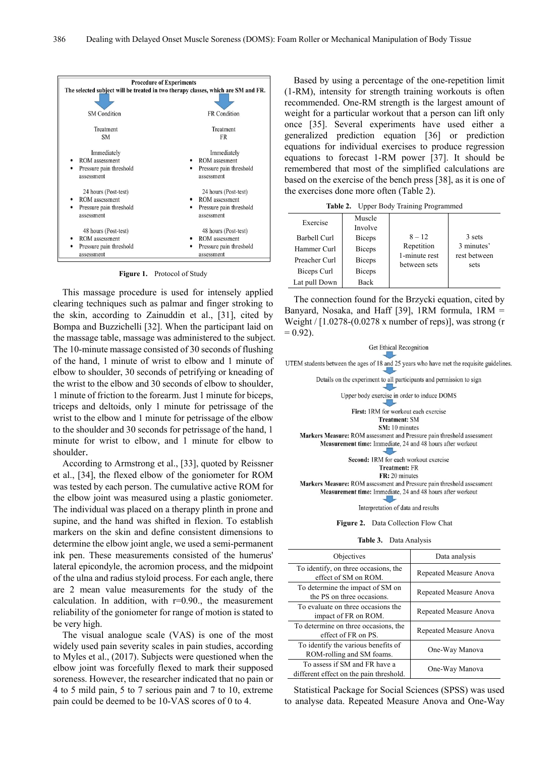**Procedure of Experiments**

**The selected subject will be treated in two therapy classes, which are SM and FR.**

| SM Condition | FR Condition |
|---|---|
| Treatment SM | Treatment FR |
| Immediately<br>• ROM assessment<br>• Pressure pain threshold assessment | Immediately<br>• ROM assessment<br>• Pressure pain threshold assessment |
| 24 hours (Post-test)<br>• ROM assessment<br>• Pressure pain threshold assessment | 24 hours (Post-test)<br>• ROM assessment<br>• Pressure pain threshold assessment |
| 48 hours (Post-test)<br>• ROM assessment<br>• Pressure pain threshold assessment | 48 hours (Post-test)<br>• ROM assessment<br>• Pressure pain threshold assessment |

**Figure 1.** Protocol of Study

This massage procedure is used for intensely applied clearing techniques such as palmar and finger stroking to the skin, according to Zainuddin et al., [31], cited by Bompa and Buzzichelli [32]. When the participant laid on the massage table, massage was administered to the subject. The 10-minute massage consisted of 30 seconds of flushing of the hand, 1 minute of wrist to elbow and 1 minute of elbow to shoulder, 30 seconds of petrifying or kneading of the wrist to the elbow and 30 seconds of elbow to shoulder, 1 minute of friction to the forearm. Just 1 minute for biceps, triceps and deltoids, only 1 minute for petrissage of the wrist to the elbow and 1 minute for petrissage of the elbow to the shoulder and 30 seconds for petrissage of the hand, 1 minute for wrist to elbow, and 1 minute for elbow to shoulder.

According to Armstrong et al., [33], quoted by Reissner et al., [34], the flexed elbow of the goniometer for ROM was tested by each person. The cumulative active ROM for the elbow joint was measured using a plastic goniometer. The individual was placed on a therapy plinth in prone and supine, and the hand was shifted in flexion. To establish markers on the skin and define consistent dimensions to determine the elbow joint angle, we used a semi-permanent ink pen. These measurements consisted of the humerus' lateral epicondyle, the acromion process, and the midpoint of the ulna and radius styloid process. For each angle, there are 2 mean value measurements for the study of the calculation. In addition, with r=0.90., the measurement reliability of the goniometer for range of motion is stated to be very high.

The visual analogue scale (VAS) is one of the most widely used pain severity scales in pain studies, according to Myles et al., (2017). Subjects were questioned when the elbow joint was forcefully flexed to mark their supposed soreness. However, the researcher indicated that no pain or 4 to 5 mild pain, 5 to 7 serious pain and 7 to 10, extreme pain could be deemed to be 10-VAS scores of 0 to 4.

Based by using a percentage of the one-repetition limit (1-RM), intensity for strength training workouts is often recommended. One-RM strength is the largest amount of weight for a particular workout that a person can lift only once [35]. Several experiments have used either a generalized prediction equation [36] or prediction equations for individual exercises to produce regression equations to forecast 1-RM power [37]. It should be remembered that most of the simplified calculations are based on the exercise of the bench press [38], as it is one of the exercises done more often (Table 2).

**Table 2.** Upper Body Training Programmed

| Exercise | Muscle Involve | | |
|---|---|---|---|
| Barbell Curl | Biceps | 8 – 12 Repetition 1-minute rest between sets | 3 sets 3 minutes' rest between sets |
| Hammer Curl | Biceps | | |
| Preacher Curl | Biceps | | |
| Biceps Curl | Biceps | | |
| Lat pull Down | Back | | |

The connection found for the Brzycki equation, cited by Banyard, Nosaka, and Haff [39], 1RM formula, 1RM = Weight / [1.0278-(0.0278 x number of reps)], was strong (r = 0.92).

Get Ethical Recognition
↓
UTEM students between the ages of 18 and 25 years who have met the requisite guidelines.
↓
Details on the experiment to all participants and permission to sign
↓
Upper body exercise in order to induce DOMS
↓
**First:** 1RM for workout each exercise
**Treatment:** SM
**SM:** 10 minutes
**Markers Measure:** ROM assessment and Pressure pain threshold assessment
**Measurement time:** Immediate, 24 and 48 hours after workout
↓
**Second:** 1RM for each workout exercise
**Treatment:** FR
**FR:** 20 minutes
**Markers Measure:** ROM assessment and Pressure pain threshold assessment
**Measurement time:** Immediate, 24 and 48 hours after workout
↓
Interpretation of data and results

**Figure 2.** Data Collection Flow Chat

**Table 3.** Data Analysis

| Objectives | Data analysis |
|---|---|
| To identify, on three occasions, the effect of SM on ROM. | Repeated Measure Anova |
| To determine the impact of SM on the PS on three occasions. | Repeated Measure Anova |
| To evaluate on three occasions the impact of FR on ROM. | Repeated Measure Anova |
| To determine on three occasions, the effect of FR on PS. | Repeated Measure Anova |
| To identify the various benefits of ROM-rolling and SM foams. | One-Way Manova |
| To assess if SM and FR have a different effect on the pain threshold. | One-Way Manova |

Statistical Package for Social Sciences (SPSS) was used to analyse data. Repeated Measure Anova and One-Way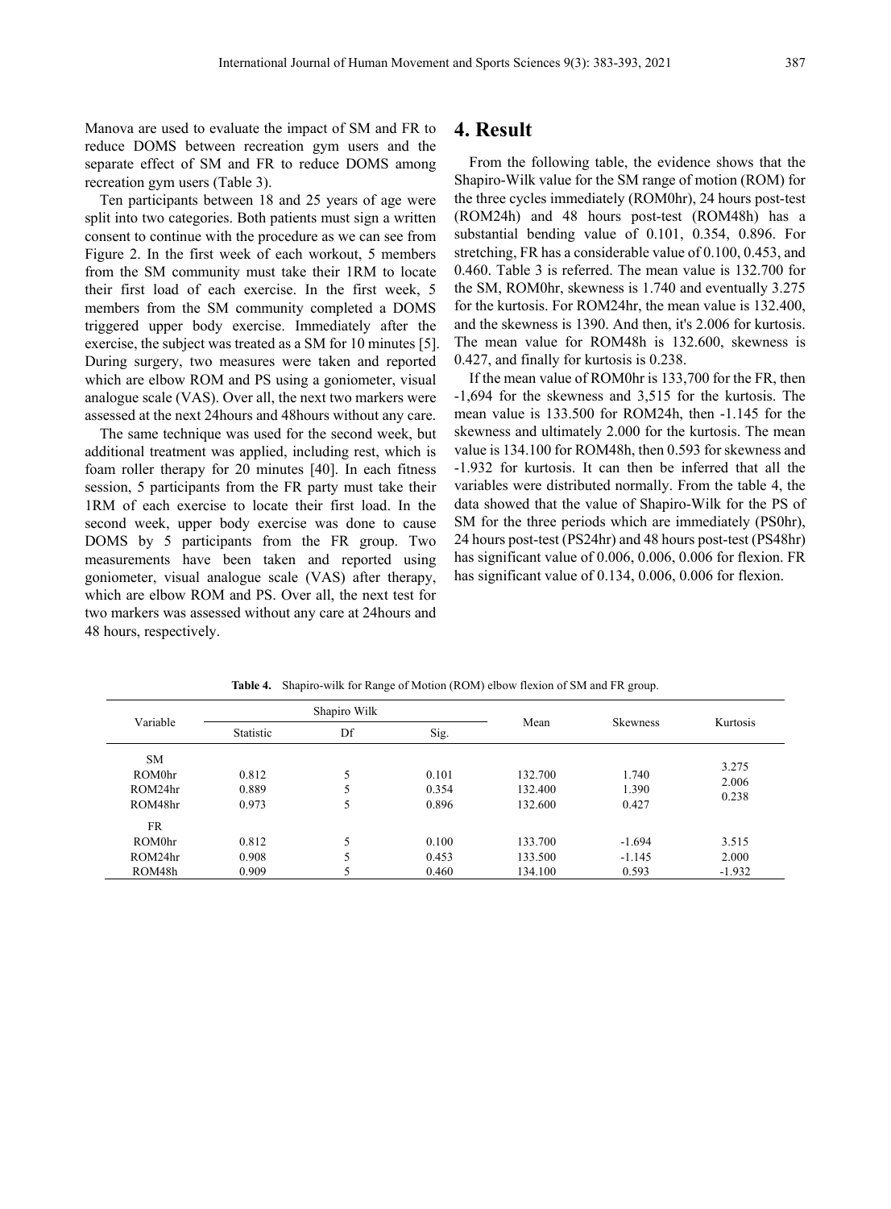Manova are used to evaluate the impact of SM and FR to reduce DOMS between recreation gym users and the separate effect of SM and FR to reduce DOMS among recreation gym users (Table 3).

Ten participants between 18 and 25 years of age were split into two categories. Both patients must sign a written consent to continue with the procedure as we can see from Figure 2. In the first week of each workout, 5 members from the SM community must take their 1RM to locate their first load of each exercise. In the first week, 5 members from the SM community completed a DOMS triggered upper body exercise. Immediately after the exercise, the subject was treated as a SM for 10 minutes [5]. During surgery, two measures were taken and reported which are elbow ROM and PS using a goniometer, visual analogue scale (VAS). Over all, the next two markers were assessed at the next 24hours and 48hours without any care.

The same technique was used for the second week, but additional treatment was applied, including rest, which is foam roller therapy for 20 minutes [40]. In each fitness session, 5 participants from the FR party must take their 1RM of each exercise to locate their first load. In the second week, upper body exercise was done to cause DOMS by 5 participants from the FR group. Two measurements have been taken and reported using goniometer, visual analogue scale (VAS) after therapy, which are elbow ROM and PS. Over all, the next test for two markers was assessed without any care at 24hours and 48 hours, respectively.

# 4. Result

From the following table, the evidence shows that the Shapiro-Wilk value for the SM range of motion (ROM) for the three cycles immediately (ROM0hr), 24 hours post-test (ROM24h) and 48 hours post-test (ROM48h) has a substantial bending value of 0.101, 0.354, 0.896. For stretching, FR has a considerable value of 0.100, 0.453, and 0.460. Table 3 is referred. The mean value is 132.700 for the SM, ROM0hr, skewness is 1.740 and eventually 3.275 for the kurtosis. For ROM24hr, the mean value is 132.400, and the skewness is 1390. And then, it's 2.006 for kurtosis. The mean value for ROM48h is 132.600, skewness is 0.427, and finally for kurtosis is 0.238.

If the mean value of ROM0hr is 133,700 for the FR, then -1,694 for the skewness and 3,515 for the kurtosis. The mean value is 133.500 for ROM24h, then -1.145 for the skewness and ultimately 2.000 for the kurtosis. The mean value is 134.100 for ROM48h, then 0.593 for skewness and -1.932 for kurtosis. It can then be inferred that all the variables were distributed normally. From the table 4, the data showed that the value of Shapiro-Wilk for the PS of SM for the three periods which are immediately (PS0hr), 24 hours post-test (PS24hr) and 48 hours post-test (PS48hr) has significant value of 0.006, 0.006, 0.006 for flexion. FR has significant value of 0.134, 0.006, 0.006 for flexion.

**Table 4.** Shapiro-wilk for Range of Motion (ROM) elbow flexion of SM and FR group.

| Variable | Shapiro Wilk | | | Mean | Skewness | Kurtosis |
|---|---|---|---|---|---|---|
| | Statistic | Df | Sig. | | | |
| SM | | | | | | |
| ROM0hr | 0.812 | 5 | 0.101 | 132.700 | 1.740 | 3.275 |
| ROM24hr | 0.889 | 5 | 0.354 | 132.400 | 1.390 | 2.006 |
| ROM48hr | 0.973 | 5 | 0.896 | 132.600 | 0.427 | 0.238 |
| FR | | | | | | |
| ROM0hr | 0.812 | 5 | 0.100 | 133.700 | -1.694 | 3.515 |
| ROM24hr | 0.908 | 5 | 0.453 | 133.500 | -1.145 | 2.000 |
| ROM48h | 0.909 | 5 | 0.460 | 134.100 | 0.593 | -1.932 |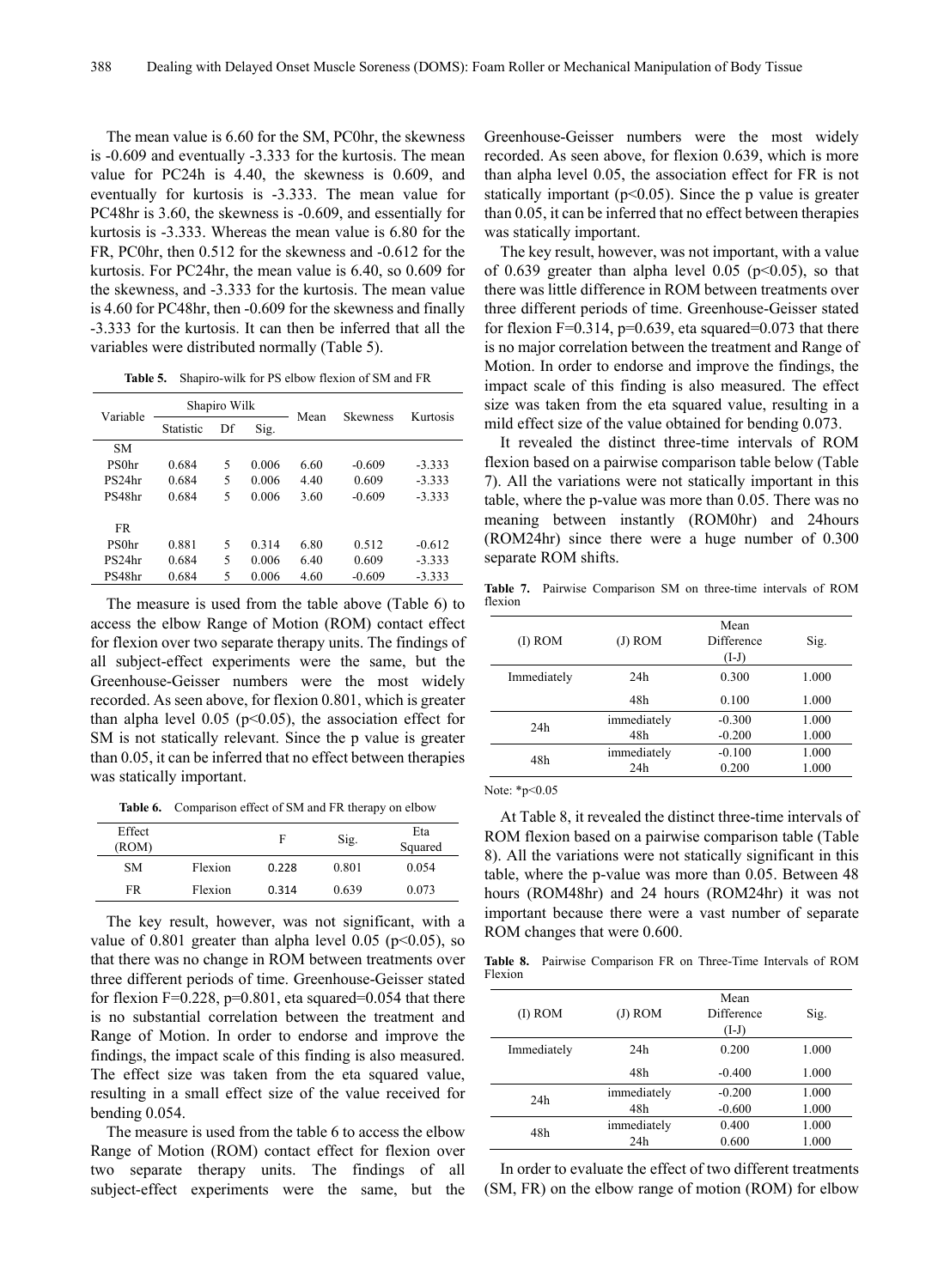The mean value is 6.60 for the SM, PC0hr, the skewness is -0.609 and eventually -3.333 for the kurtosis. The mean value for PC24h is 4.40, the skewness is 0.609, and eventually for kurtosis is -3.333. The mean value for PC48hr is 3.60, the skewness is -0.609, and essentially for kurtosis is -3.333. Whereas the mean value is 6.80 for the FR, PC0hr, then 0.512 for the skewness and -0.612 for the kurtosis. For PC24hr, the mean value is 6.40, so 0.609 for the skewness, and -3.333 for the kurtosis. The mean value is 4.60 for PC48hr, then -0.609 for the skewness and finally -3.333 for the kurtosis. It can then be inferred that all the variables were distributed normally (Table 5).

**Table 5.** Shapiro-wilk for PS elbow flexion of SM and FR

| Variable | Shapiro Wilk | | | Mean | Skewness | Kurtosis |
|---|---|---|---|---|---|---|
| | Statistic | Df | Sig. | | | |
| SM | | | | | | |
| PS0hr | 0.684 | 5 | 0.006 | 6.60 | -0.609 | -3.333 |
| PS24hr | 0.684 | 5 | 0.006 | 4.40 | 0.609 | -3.333 |
| PS48hr | 0.684 | 5 | 0.006 | 3.60 | -0.609 | -3.333 |
| FR | | | | | | |
| PS0hr | 0.881 | 5 | 0.314 | 6.80 | 0.512 | -0.612 |
| PS24hr | 0.684 | 5 | 0.006 | 6.40 | 0.609 | -3.333 |
| PS48hr | 0.684 | 5 | 0.006 | 4.60 | -0.609 | -3.333 |

The measure is used from the table above (Table 6) to access the elbow Range of Motion (ROM) contact effect for flexion over two separate therapy units. The findings of all subject-effect experiments were the same, but the Greenhouse-Geisser numbers were the most widely recorded. As seen above, for flexion 0.801, which is greater than alpha level 0.05 ($p<0.05$), the association effect for SM is not statically relevant. Since the p value is greater than 0.05, it can be inferred that no effect between therapies was statically important.

**Table 6.** Comparison effect of SM and FR therapy on elbow

| Effect (ROM) | | F | Sig. | Eta Squared |
|---|---|---|---|---|
| SM | Flexion | 0.228 | 0.801 | 0.054 |
| FR | Flexion | 0.314 | 0.639 | 0.073 |

The key result, however, was not significant, with a value of 0.801 greater than alpha level 0.05 ($p<0.05$), so that there was no change in ROM between treatments over three different periods of time. Greenhouse-Geisser stated for flexion $F=0.228$, $p=0.801$, eta squared=0.054 that there is no substantial correlation between the treatment and Range of Motion. In order to endorse and improve the findings, the impact scale of this finding is also measured. The effect size was taken from the eta squared value, resulting in a small effect size of the value received for bending 0.054.

The measure is used from the table 6 to access the elbow Range of Motion (ROM) contact effect for flexion over two separate therapy units. The findings of all subject-effect experiments were the same, but the Greenhouse-Geisser numbers were the most widely recorded. As seen above, for flexion 0.639, which is more than alpha level 0.05, the association effect for FR is not statically important ($p<0.05$). Since the p value is greater than 0.05, it can be inferred that no effect between therapies was statically important.

The key result, however, was not important, with a value of 0.639 greater than alpha level 0.05 ($p<0.05$), so that there was little difference in ROM between treatments over three different periods of time. Greenhouse-Geisser stated for flexion $F=0.314$, $p=0.639$, eta squared=0.073 that there is no major correlation between the treatment and Range of Motion. In order to endorse and improve the findings, the impact scale of this finding is also measured. The effect size was taken from the eta squared value, resulting in a mild effect size of the value obtained for bending 0.073.

It revealed the distinct three-time intervals of ROM flexion based on a pairwise comparison table below (Table 7). All the variations were not statically important in this table, where the p-value was more than 0.05. There was no meaning between instantly (ROM0hr) and 24hours (ROM24hr) since there were a huge number of 0.300 separate ROM shifts.

**Table 7.** Pairwise Comparison SM on three-time intervals of ROM flexion

| (I) ROM | (J) ROM | Mean Difference (I-J) | Sig. |
|---|---|---|---|
| Immediately | 24h | 0.300 | 1.000 |
| | 48h | 0.100 | 1.000 |
| 24h | immediately | -0.300 | 1.000 |
| | 48h | -0.200 | 1.000 |
| 48h | immediately | -0.100 | 1.000 |
| | 24h | 0.200 | 1.000 |

Note: *p<0.05

At Table 8, it revealed the distinct three-time intervals of ROM flexion based on a pairwise comparison table (Table 8). All the variations were not statically significant in this table, where the p-value was more than 0.05. Between 48 hours (ROM48hr) and 24 hours (ROM24hr) it was not important because there were a vast number of separate ROM changes that were 0.600.

**Table 8.** Pairwise Comparison FR on Three-Time Intervals of ROM Flexion

| (I) ROM | (J) ROM | Mean Difference (I-J) | Sig. |
|---|---|---|---|
| Immediately | 24h | 0.200 | 1.000 |
| | 48h | -0.400 | 1.000 |
| 24h | immediately | -0.200 | 1.000 |
| | 48h | -0.600 | 1.000 |
| 48h | immediately | 0.400 | 1.000 |
| | 24h | 0.600 | 1.000 |

In order to evaluate the effect of two different treatments (SM, FR) on the elbow range of motion (ROM) for elbow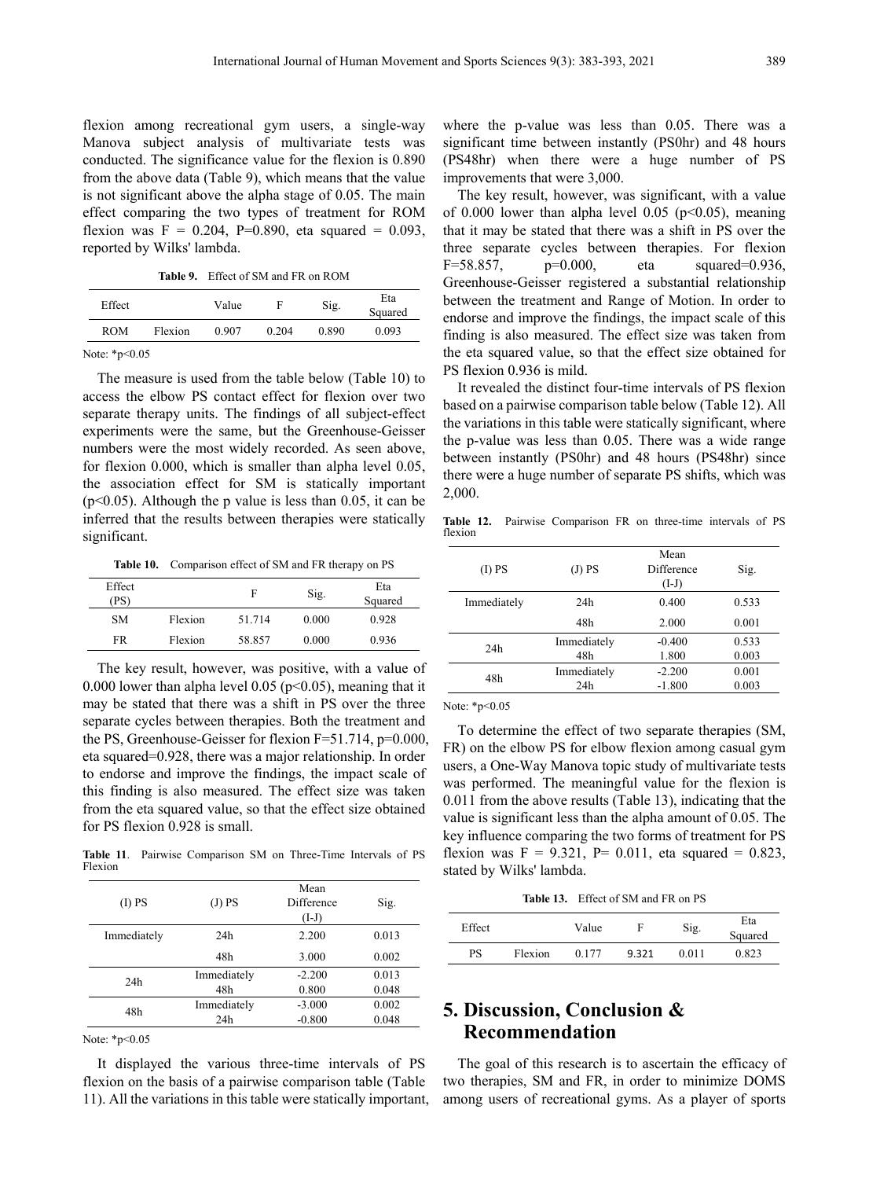flexion among recreational gym users, a single-way Manova subject analysis of multivariate tests was conducted. The significance value for the flexion is 0.890 from the above data (Table 9), which means that the value is not significant above the alpha stage of 0.05. The main effect comparing the two types of treatment for ROM flexion was F = 0.204, P=0.890, eta squared = 0.093, reported by Wilks' lambda.

**Table 9.** Effect of SM and FR on ROM

| Effect | | Value | F | Sig. | Eta Squared |
|---|---|---|---|---|---|
| ROM | Flexion | 0.907 | 0.204 | 0.890 | 0.093 |

Note: *p<0.05

The measure is used from the table below (Table 10) to access the elbow PS contact effect for flexion over two separate therapy units. The findings of all subject-effect experiments were the same, but the Greenhouse-Geisser numbers were the most widely recorded. As seen above, for flexion 0.000, which is smaller than alpha level 0.05, the association effect for SM is statically important ($p<0.05$). Although the p value is less than 0.05, it can be inferred that the results between therapies were statically significant.

**Table 10.** Comparison effect of SM and FR therapy on PS

| Effect (PS) | | F | Sig. | Eta Squared |
|---|---|---|---|---|
| SM | Flexion | 51.714 | 0.000 | 0.928 |
| FR | Flexion | 58.857 | 0.000 | 0.936 |

The key result, however, was positive, with a value of 0.000 lower than alpha level 0.05 ($p<0.05$), meaning that it may be stated that there was a shift in PS over the three separate cycles between therapies. Both the treatment and the PS, Greenhouse-Geisser for flexion F=51.714, p=0.000, eta squared=0.928, there was a major relationship. In order to endorse and improve the findings, the impact scale of this finding is also measured. The effect size was taken from the eta squared value, so that the effect size obtained for PS flexion 0.928 is small.

**Table 11**. Pairwise Comparison SM on Three-Time Intervals of PS Flexion

| (I) PS | (J) PS | Mean Difference (I-J) | Sig. |
|---|---|---|---|
| Immediately | 24h | 2.200 | 0.013 |
| | 48h | 3.000 | 0.002 |
| 24h | Immediately | -2.200 | 0.013 |
| | 48h | 0.800 | 0.048 |
| 48h | Immediately | -3.000 | 0.002 |
| | 24h | -0.800 | 0.048 |

Note: *p<0.05

It displayed the various three-time intervals of PS flexion on the basis of a pairwise comparison table (Table 11). All the variations in this table were statically important, where the p-value was less than 0.05. There was a significant time between instantly (PS0hr) and 48 hours (PS48hr) when there were a huge number of PS improvements that were 3,000.

The key result, however, was significant, with a value of 0.000 lower than alpha level 0.05 ($p<0.05$), meaning that it may be stated that there was a shift in PS over the three separate cycles between therapies. For flexion F=58.857, p=0.000, eta squared=0.936, Greenhouse-Geisser registered a substantial relationship between the treatment and Range of Motion. In order to endorse and improve the findings, the impact scale of this finding is also measured. The effect size was taken from the eta squared value, so that the effect size obtained for PS flexion 0.936 is mild.

It revealed the distinct four-time intervals of PS flexion based on a pairwise comparison table below (Table 12). All the variations in this table were statically significant, where the p-value was less than 0.05. There was a wide range between instantly (PS0hr) and 48 hours (PS48hr) since there were a huge number of separate PS shifts, which was 2,000.

**Table 12.** Pairwise Comparison FR on three-time intervals of PS flexion

| (I) PS | (J) PS | Mean Difference (I-J) | Sig. |
|---|---|---|---|
| Immediately | 24h | 0.400 | 0.533 |
| | 48h | 2.000 | 0.001 |
| 24h | Immediately | -0.400 | 0.533 |
| | 48h | 1.800 | 0.003 |
| 48h | Immediately | -2.200 | 0.001 |
| | 24h | -1.800 | 0.003 |

Note: *p<0.05

To determine the effect of two separate therapies (SM, FR) on the elbow PS for elbow flexion among casual gym users, a One-Way Manova topic study of multivariate tests was performed. The meaningful value for the flexion is 0.011 from the above results (Table 13), indicating that the value is significant less than the alpha amount of 0.05. The key influence comparing the two forms of treatment for PS flexion was F = 9.321, P= 0.011, eta squared = 0.823, stated by Wilks' lambda.

**Table 13.** Effect of SM and FR on PS

| Effect | | Value | F | Sig. | Eta Squared |
|---|---|---|---|---|---|
| PS | Flexion | 0.177 | 9.321 | 0.011 | 0.823 |

# 5. Discussion, Conclusion & Recommendation

The goal of this research is to ascertain the efficacy of two therapies, SM and FR, in order to minimize DOMS among users of recreational gyms. As a player of sports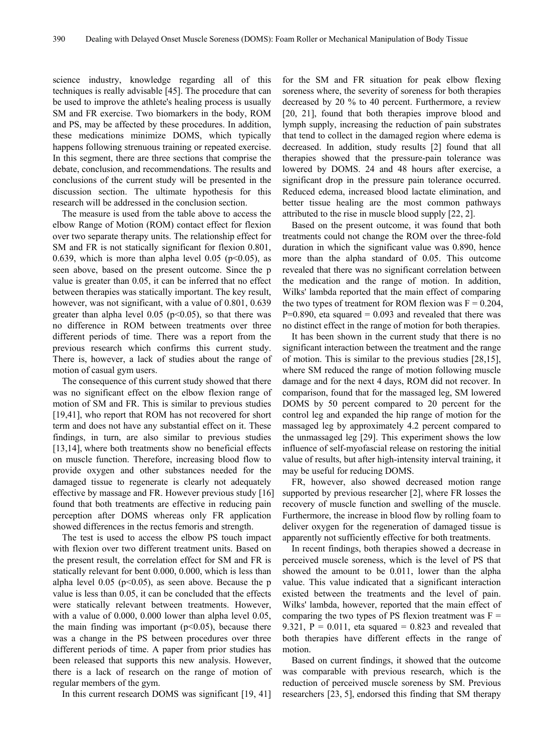science industry, knowledge regarding all of this techniques is really advisable [45]. The procedure that can be used to improve the athlete's healing process is usually SM and FR exercise. Two biomarkers in the body, ROM and PS, may be affected by these procedures. In addition, these medications minimize DOMS, which typically happens following strenuous training or repeated exercise. In this segment, there are three sections that comprise the debate, conclusion, and recommendations. The results and conclusions of the current study will be presented in the discussion section. The ultimate hypothesis for this research will be addressed in the conclusion section.

The measure is used from the table above to access the elbow Range of Motion (ROM) contact effect for flexion over two separate therapy units. The relationship effect for SM and FR is not statically significant for flexion 0.801, 0.639, which is more than alpha level 0.05 ($p<0.05$), as seen above, based on the present outcome. Since the p value is greater than 0.05, it can be inferred that no effect between therapies was statically important. The key result, however, was not significant, with a value of 0.801, 0.639 greater than alpha level 0.05 ($p<0.05$), so that there was no difference in ROM between treatments over three different periods of time. There was a report from the previous research which confirms this current study. There is, however, a lack of studies about the range of motion of casual gym users.

The consequence of this current study showed that there was no significant effect on the elbow flexion range of motion of SM and FR. This is similar to previous studies [19,41], who report that ROM has not recovered for short term and does not have any substantial effect on it. These findings, in turn, are also similar to previous studies [13,14], where both treatments show no beneficial effects on muscle function. Therefore, increasing blood flow to provide oxygen and other substances needed for the damaged tissue to regenerate is clearly not adequately effective by massage and FR. However previous study [16] found that both treatments are effective in reducing pain perception after DOMS whereas only FR application showed differences in the rectus femoris and strength.

The test is used to access the elbow PS touch impact with flexion over two different treatment units. Based on the present result, the correlation effect for SM and FR is statically relevant for bent 0.000, 0.000, which is less than alpha level 0.05 ($p<0.05$), as seen above. Because the p value is less than 0.05, it can be concluded that the effects were statically relevant between treatments. However, with a value of 0.000, 0.000 lower than alpha level 0.05, the main finding was important ($p<0.05$), because there was a change in the PS between procedures over three different periods of time. A paper from prior studies has been released that supports this new analysis. However, there is a lack of research on the range of motion of regular members of the gym.

In this current research DOMS was significant [19, 41] for the SM and FR situation for peak elbow flexing soreness where, the severity of soreness for both therapies decreased by 20 % to 40 percent. Furthermore, a review [20, 21], found that both therapies improve blood and lymph supply, increasing the reduction of pain substrates that tend to collect in the damaged region where edema is decreased. In addition, study results [2] found that all therapies showed that the pressure-pain tolerance was lowered by DOMS. 24 and 48 hours after exercise, a significant drop in the pressure pain tolerance occurred. Reduced edema, increased blood lactate elimination, and better tissue healing are the most common pathways attributed to the rise in muscle blood supply [22, 2].

Based on the present outcome, it was found that both treatments could not change the ROM over the three-fold duration in which the significant value was 0.890, hence more than the alpha standard of 0.05. This outcome revealed that there was no significant correlation between the medication and the range of motion. In addition, Wilks' lambda reported that the main effect of comparing the two types of treatment for ROM flexion was $F = 0.204$, $P=0.890$, eta squared = 0.093 and revealed that there was no distinct effect in the range of motion for both therapies.

It has been shown in the current study that there is no significant interaction between the treatment and the range of motion. This is similar to the previous studies [28,15], where SM reduced the range of motion following muscle damage and for the next 4 days, ROM did not recover. In comparison, found that for the massaged leg, SM lowered DOMS by 50 percent compared to 20 percent for the control leg and expanded the hip range of motion for the massaged leg by approximately 4.2 percent compared to the unmassaged leg [29]. This experiment shows the low influence of self-myofascial release on restoring the initial value of results, but after high-intensity interval training, it may be useful for reducing DOMS.

FR, however, also showed decreased motion range supported by previous researcher [2], where FR losses the recovery of muscle function and swelling of the muscle. Furthermore, the increase in blood flow by rolling foam to deliver oxygen for the regeneration of damaged tissue is apparently not sufficiently effective for both treatments.

In recent findings, both therapies showed a decrease in perceived muscle soreness, which is the level of PS that showed the amount to be 0.011, lower than the alpha value. This value indicated that a significant interaction existed between the treatments and the level of pain. Wilks' lambda, however, reported that the main effect of comparing the two types of PS flexion treatment was $F = 9.321$, $P = 0.011$, eta squared = 0.823 and revealed that both therapies have different effects in the range of motion.

Based on current findings, it showed that the outcome was comparable with previous research, which is the reduction of perceived muscle soreness by SM. Previous researchers [23, 5], endorsed this finding that SM therapy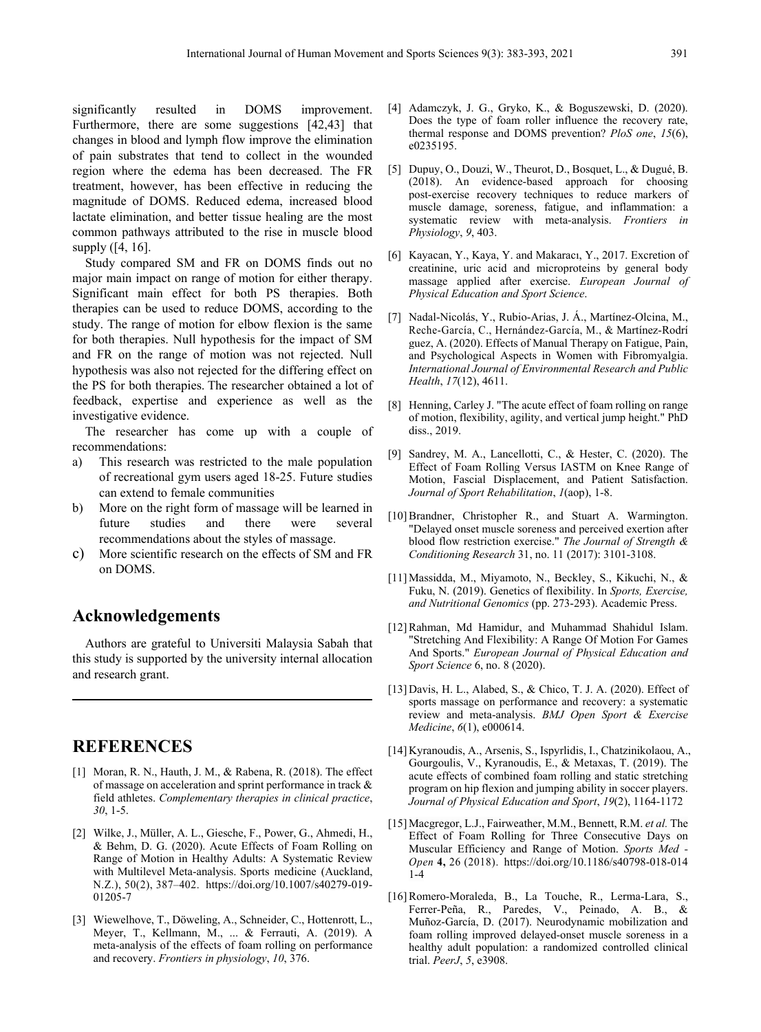significantly resulted in DOMS improvement. Furthermore, there are some suggestions [42,43] that changes in blood and lymph flow improve the elimination of pain substrates that tend to collect in the wounded region where the edema has been decreased. The FR treatment, however, has been effective in reducing the magnitude of DOMS. Reduced edema, increased blood lactate elimination, and better tissue healing are the most common pathways attributed to the rise in muscle blood supply ([4, 16].

Study compared SM and FR on DOMS finds out no major main impact on range of motion for either therapy. Significant main effect for both PS therapies. Both therapies can be used to reduce DOMS, according to the study. The range of motion for elbow flexion is the same for both therapies. Null hypothesis for the impact of SM and FR on the range of motion was not rejected. Null hypothesis was also not rejected for the differing effect on the PS for both therapies. The researcher obtained a lot of feedback, expertise and experience as well as the investigative evidence.

The researcher has come up with a couple of recommendations:

a) This research was restricted to the male population of recreational gym users aged 18-25. Future studies can extend to female communities
b) More on the right form of massage will be learned in future studies and there were several recommendations about the styles of massage.
c) More scientific research on the effects of SM and FR on DOMS.

## Acknowledgements

Authors are grateful to Universiti Malaysia Sabah that this study is supported by the university internal allocation and research grant.

## REFERENCES

[1] Moran, R. N., Hauth, J. M., & Rabena, R. (2018). The effect of massage on acceleration and sprint performance in track & field athletes. *Complementary therapies in clinical practice*, *30*, 1-5.

[2] Wilke, J., Müller, A. L., Giesche, F., Power, G., Ahmedi, H., & Behm, D. G. (2020). Acute Effects of Foam Rolling on Range of Motion in Healthy Adults: A Systematic Review with Multilevel Meta-analysis. Sports medicine (Auckland, N.Z.), 50(2), 387–402. https://doi.org/10.1007/s40279-019-01205-7

[3] Wiewelhove, T., Döweling, A., Schneider, C., Hottenrott, L., Meyer, T., Kellmann, M., ... & Ferrauti, A. (2019). A meta-analysis of the effects of foam rolling on performance and recovery. *Frontiers in physiology*, *10*, 376.

[4] Adamczyk, J. G., Gryko, K., & Boguszewski, D. (2020). Does the type of foam roller influence the recovery rate, thermal response and DOMS prevention? *PloS one*, *15*(6), e0235195.

[5] Dupuy, O., Douzi, W., Theurot, D., Bosquet, L., & Dugué, B. (2018). An evidence-based approach for choosing post-exercise recovery techniques to reduce markers of muscle damage, soreness, fatigue, and inflammation: a systematic review with meta-analysis. *Frontiers in Physiology*, *9*, 403.

[6] Kayacan, Y., Kaya, Y. and Makaracı, Y., 2017. Excretion of creatinine, uric acid and microproteins by general body massage applied after exercise. *European Journal of Physical Education and Sport Science*.

[7] Nadal-Nicolás, Y., Rubio-Arias, J. Á., Martínez-Olcina, M., Reche-García, C., Hernández-García, M., & Martínez-Rodríguez, A. (2020). Effects of Manual Therapy on Fatigue, Pain, and Psychological Aspects in Women with Fibromyalgia. *International Journal of Environmental Research and Public Health*, *17*(12), 4611.

[8] Henning, Carley J. "The acute effect of foam rolling on range of motion, flexibility, agility, and vertical jump height." PhD diss., 2019.

[9] Sandrey, M. A., Lancellotti, C., & Hester, C. (2020). The Effect of Foam Rolling Versus IASTM on Knee Range of Motion, Fascial Displacement, and Patient Satisfaction. *Journal of Sport Rehabilitation*, *1*(aop), 1-8.

[10] Brandner, Christopher R., and Stuart A. Warmington. "Delayed onset muscle soreness and perceived exertion after blood flow restriction exercise." *The Journal of Strength & Conditioning Research* 31, no. 11 (2017): 3101-3108.

[11] Massidda, M., Miyamoto, N., Beckley, S., Kikuchi, N., & Fuku, N. (2019). Genetics of flexibility. In *Sports, Exercise, and Nutritional Genomics* (pp. 273-293). Academic Press.

[12] Rahman, Md Hamidur, and Muhammad Shahidul Islam. "Stretching And Flexibility: A Range Of Motion For Games And Sports." *European Journal of Physical Education and Sport Science* 6, no. 8 (2020).

[13] Davis, H. L., Alabed, S., & Chico, T. J. A. (2020). Effect of sports massage on performance and recovery: a systematic review and meta-analysis. *BMJ Open Sport & Exercise Medicine*, *6*(1), e000614.

[14] Kyranoudis, A., Arsenis, S., Ispyrlidis, I., Chatzinikolaou, A., Gourgoulis, V., Kyranoudis, E., & Metaxas, T. (2019). The acute effects of combined foam rolling and static stretching program on hip flexion and jumping ability in soccer players. *Journal of Physical Education and Sport*, *19*(2), 1164-1172

[15] Macgregor, L.J., Fairweather, M.M., Bennett, R.M. *et al.* The Effect of Foam Rolling for Three Consecutive Days on Muscular Efficiency and Range of Motion. *Sports Med - Open* **4,** 26 (2018). https://doi.org/10.1186/s40798-018-0141-4

[16] Romero-Moraleda, B., La Touche, R., Lerma-Lara, S., Ferrer-Peña, R., Paredes, V., Peinado, A. B., & Muñoz-García, D. (2017). Neurodynamic mobilization and foam rolling improved delayed-onset muscle soreness in a healthy adult population: a randomized controlled clinical trial. *PeerJ*, *5*, e3908.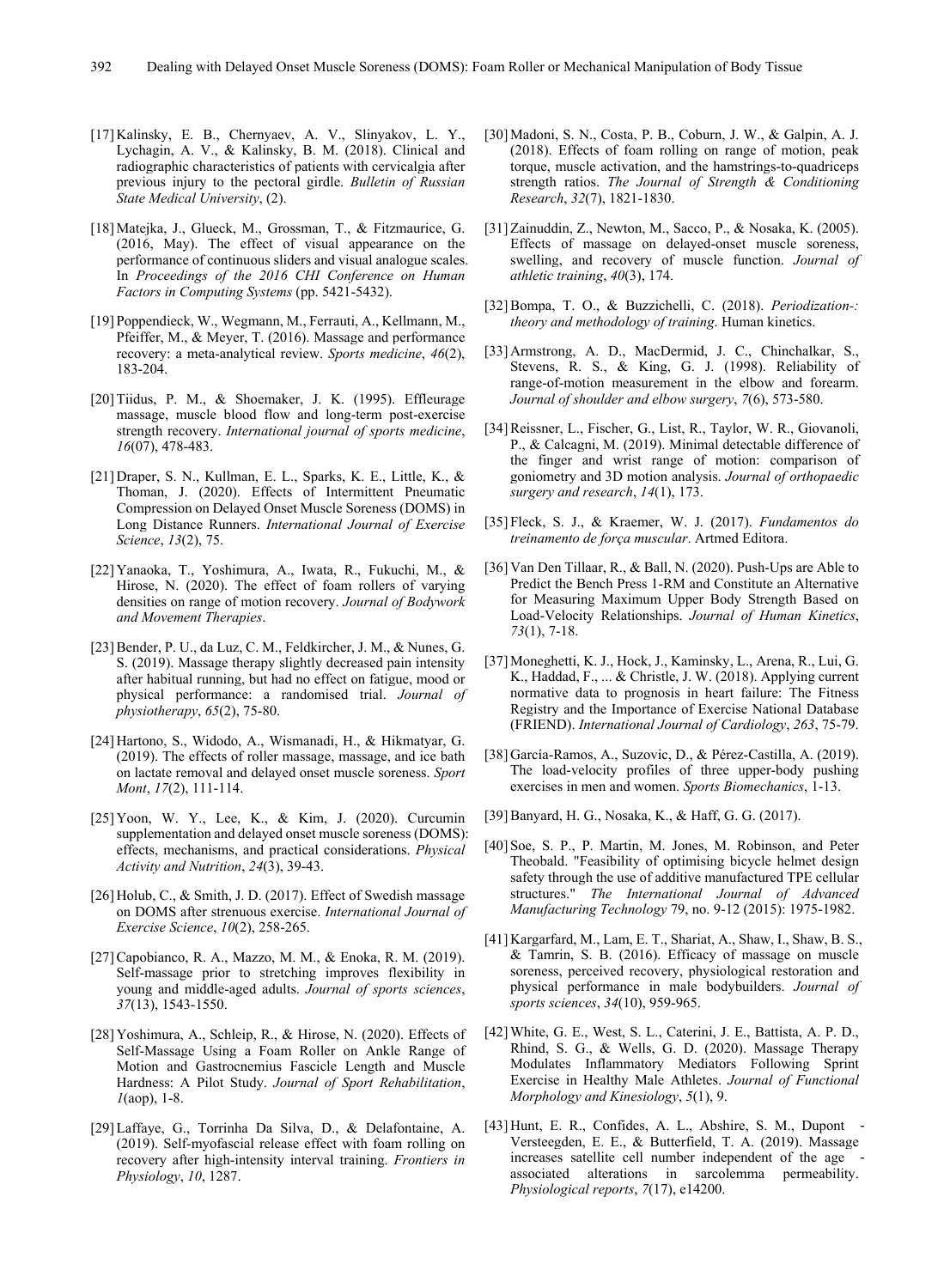[17] Kalinsky, E. B., Chernyaev, A. V., Slinyakov, L. Y., Lychagin, A. V., & Kalinsky, B. M. (2018). Clinical and radiographic characteristics of patients with cervicalgia after previous injury to the pectoral girdle. *Bulletin of Russian State Medical University*, (2).

[18] Matejka, J., Glueck, M., Grossman, T., & Fitzmaurice, G. (2016, May). The effect of visual appearance on the performance of continuous sliders and visual analogue scales. In *Proceedings of the 2016 CHI Conference on Human Factors in Computing Systems* (pp. 5421-5432).

[19] Poppendieck, W., Wegmann, M., Ferrauti, A., Kellmann, M., Pfeiffer, M., & Meyer, T. (2016). Massage and performance recovery: a meta-analytical review. *Sports medicine*, *46*(2), 183-204.

[20] Tiidus, P. M., & Shoemaker, J. K. (1995). Effleurage massage, muscle blood flow and long-term post-exercise strength recovery. *International journal of sports medicine*, *16*(07), 478-483.

[21] Draper, S. N., Kullman, E. L., Sparks, K. E., Little, K., & Thoman, J. (2020). Effects of Intermittent Pneumatic Compression on Delayed Onset Muscle Soreness (DOMS) in Long Distance Runners. *International Journal of Exercise Science*, *13*(2), 75.

[22] Yanaoka, T., Yoshimura, A., Iwata, R., Fukuchi, M., & Hirose, N. (2020). The effect of foam rollers of varying densities on range of motion recovery. *Journal of Bodywork and Movement Therapies*.

[23] Bender, P. U., da Luz, C. M., Feldkircher, J. M., & Nunes, G. S. (2019). Massage therapy slightly decreased pain intensity after habitual running, but had no effect on fatigue, mood or physical performance: a randomised trial. *Journal of physiotherapy*, *65*(2), 75-80.

[24] Hartono, S., Widodo, A., Wismanadi, H., & Hikmatyar, G. (2019). The effects of roller massage, massage, and ice bath on lactate removal and delayed onset muscle soreness. *Sport Mont*, *17*(2), 111-114.

[25] Yoon, W. Y., Lee, K., & Kim, J. (2020). Curcumin supplementation and delayed onset muscle soreness (DOMS): effects, mechanisms, and practical considerations. *Physical Activity and Nutrition*, *24*(3), 39-43.

[26] Holub, C., & Smith, J. D. (2017). Effect of Swedish massage on DOMS after strenuous exercise. *International Journal of Exercise Science*, *10*(2), 258-265.

[27] Capobianco, R. A., Mazzo, M. M., & Enoka, R. M. (2019). Self-massage prior to stretching improves flexibility in young and middle-aged adults. *Journal of sports sciences*, *37*(13), 1543-1550.

[28] Yoshimura, A., Schleip, R., & Hirose, N. (2020). Effects of Self-Massage Using a Foam Roller on Ankle Range of Motion and Gastrocnemius Fascicle Length and Muscle Hardness: A Pilot Study. *Journal of Sport Rehabilitation*, *1*(aop), 1-8.

[29] Laffaye, G., Torrinha Da Silva, D., & Delafontaine, A. (2019). Self-myofascial release effect with foam rolling on recovery after high-intensity interval training. *Frontiers in Physiology*, *10*, 1287.

[30] Madoni, S. N., Costa, P. B., Coburn, J. W., & Galpin, A. J. (2018). Effects of foam rolling on range of motion, peak torque, muscle activation, and the hamstrings-to-quadriceps strength ratios. *The Journal of Strength & Conditioning Research*, *32*(7), 1821-1830.

[31] Zainuddin, Z., Newton, M., Sacco, P., & Nosaka, K. (2005). Effects of massage on delayed-onset muscle soreness, swelling, and recovery of muscle function. *Journal of athletic training*, *40*(3), 174.

[32] Bompa, T. O., & Buzzichelli, C. (2018). *Periodization-: theory and methodology of training*. Human kinetics.

[33] Armstrong, A. D., MacDermid, J. C., Chinchalkar, S., Stevens, R. S., & King, G. J. (1998). Reliability of range-of-motion measurement in the elbow and forearm. *Journal of shoulder and elbow surgery*, *7*(6), 573-580.

[34] Reissner, L., Fischer, G., List, R., Taylor, W. R., Giovanoli, P., & Calcagni, M. (2019). Minimal detectable difference of the finger and wrist range of motion: comparison of goniometry and 3D motion analysis. *Journal of orthopaedic surgery and research*, *14*(1), 173.

[35] Fleck, S. J., & Kraemer, W. J. (2017). *Fundamentos do treinamento de força muscular*. Artmed Editora.

[36] Van Den Tillaar, R., & Ball, N. (2020). Push-Ups are Able to Predict the Bench Press 1-RM and Constitute an Alternative for Measuring Maximum Upper Body Strength Based on Load-Velocity Relationships. *Journal of Human Kinetics*, *73*(1), 7-18.

[37] Moneghetti, K. J., Hock, J., Kaminsky, L., Arena, R., Lui, G. K., Haddad, F., ... & Christle, J. W. (2018). Applying current normative data to prognosis in heart failure: The Fitness Registry and the Importance of Exercise National Database (FRIEND). *International Journal of Cardiology*, *263*, 75-79.

[38] García-Ramos, A., Suzovic, D., & Pérez-Castilla, A. (2019). The load-velocity profiles of three upper-body pushing exercises in men and women. *Sports Biomechanics*, 1-13.

[39] Banyard, H. G., Nosaka, K., & Haff, G. G. (2017).

[40] Soe, S. P., P. Martin, M. Jones, M. Robinson, and Peter Theobald. "Feasibility of optimising bicycle helmet design safety through the use of additive manufactured TPE cellular structures." *The International Journal of Advanced Manufacturing Technology* 79, no. 9-12 (2015): 1975-1982.

[41] Kargarfard, M., Lam, E. T., Shariat, A., Shaw, I., Shaw, B. S., & Tamrin, S. B. (2016). Efficacy of massage on muscle soreness, perceived recovery, physiological restoration and physical performance in male bodybuilders. *Journal of sports sciences*, *34*(10), 959-965.

[42] White, G. E., West, S. L., Caterini, J. E., Battista, A. P. D., Rhind, S. G., & Wells, G. D. (2020). Massage Therapy Modulates Inflammatory Mediators Following Sprint Exercise in Healthy Male Athletes. *Journal of Functional Morphology and Kinesiology*, *5*(1), 9.

[43] Hunt, E. R., Confides, A. L., Abshire, S. M., Dupont - Versteegden, E. E., & Butterfield, T. A. (2019). Massage increases satellite cell number independent of the age - associated alterations in sarcolemma permeability. *Physiological reports*, *7*(17), e14200.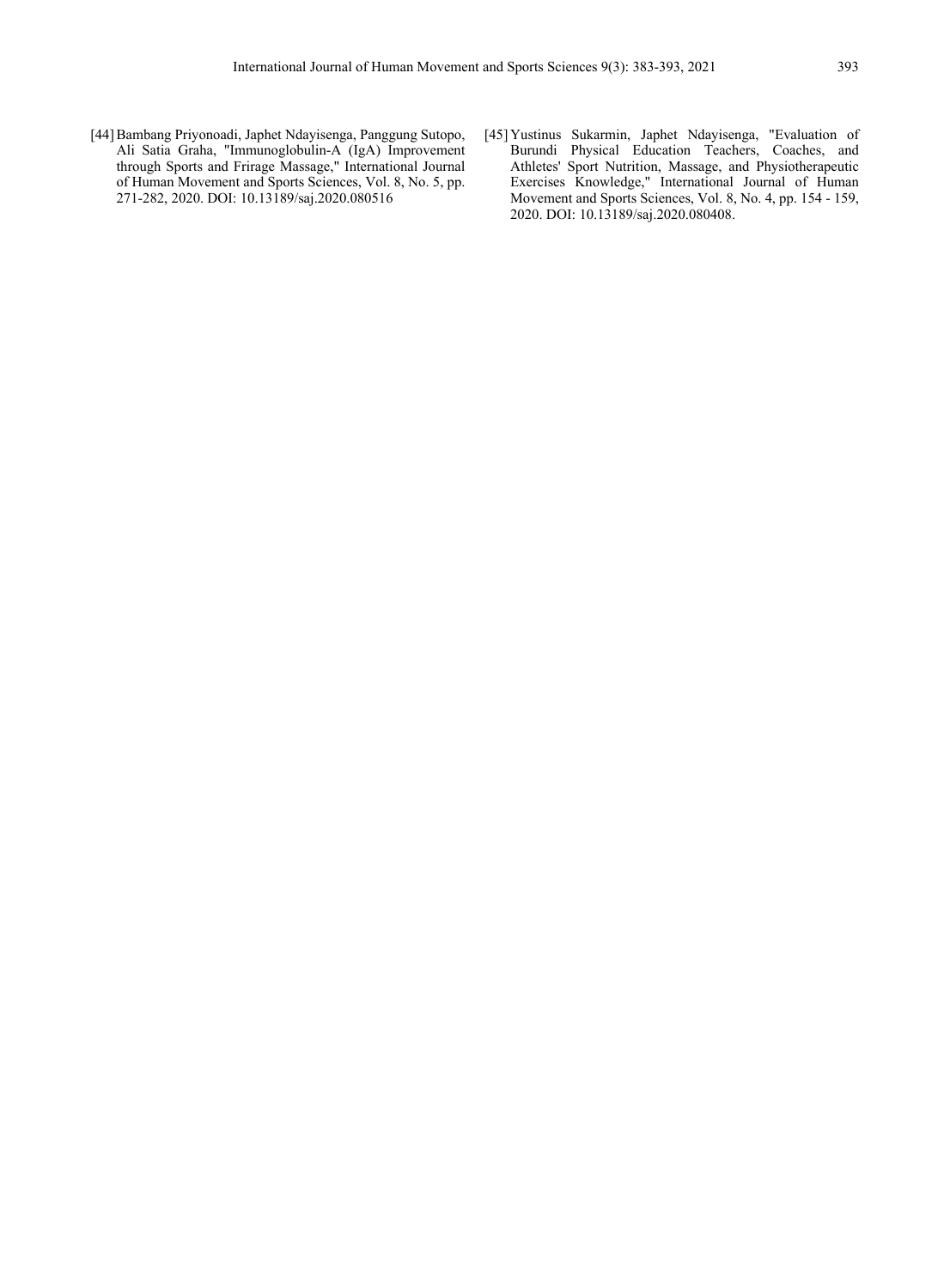[44] Bambang Priyonoadi, Japhet Ndayisenga, Panggung Sutopo, Ali Satia Graha, "Immunoglobulin-A (IgA) Improvement through Sports and Frirage Massage," International Journal of Human Movement and Sports Sciences, Vol. 8, No. 5, pp. 271-282, 2020. DOI: 10.13189/saj.2020.080516

[45] Yustinus Sukarmin, Japhet Ndayisenga, "Evaluation of Burundi Physical Education Teachers, Coaches, and Athletes' Sport Nutrition, Massage, and Physiotherapeutic Exercises Knowledge," International Journal of Human Movement and Sports Sciences, Vol. 8, No. 4, pp. 154 - 159, 2020. DOI: 10.13189/saj.2020.080408.